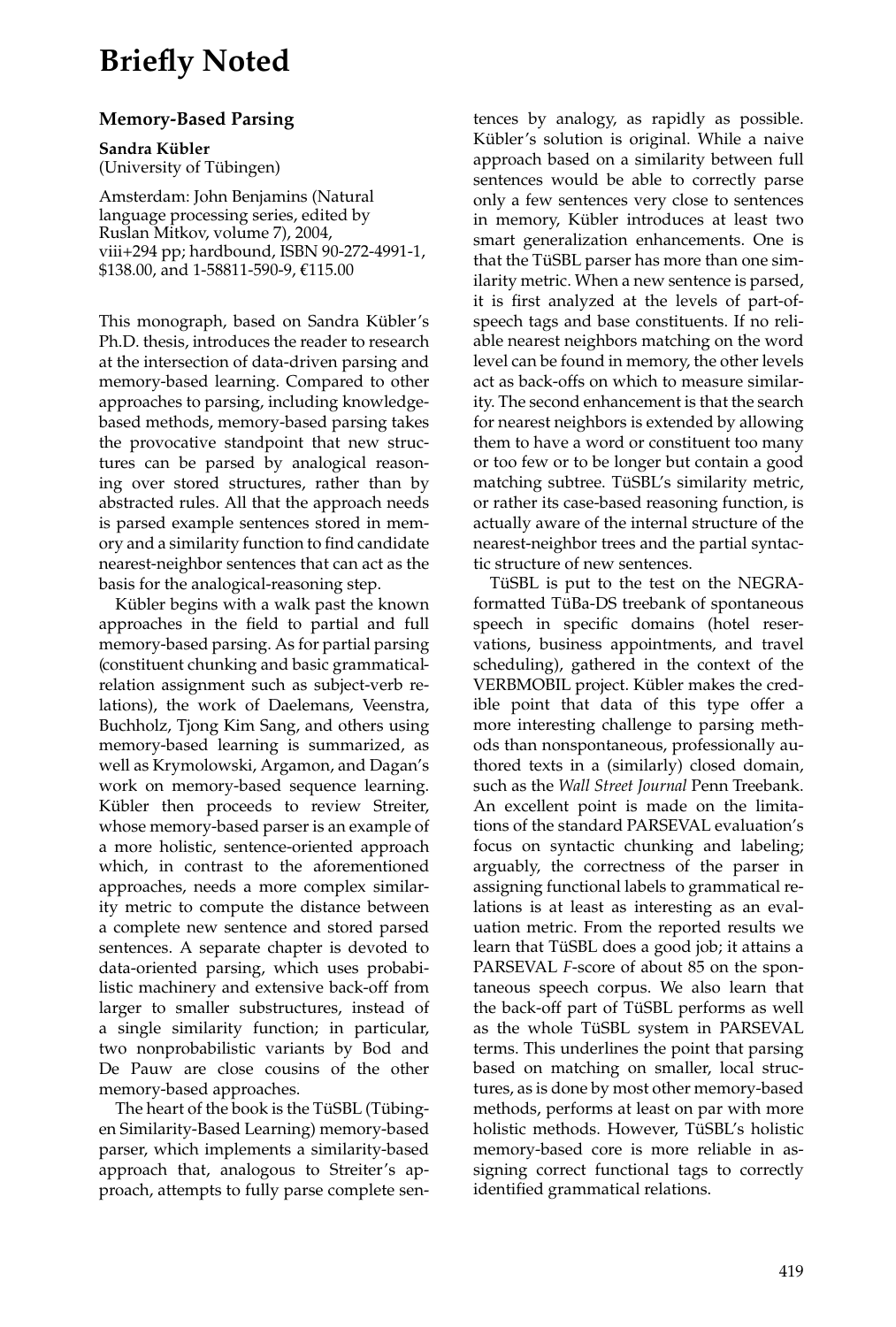# Briefly Noted

## Memory-Based Parsing

**Sandra Kübler**
(University of Tübingen)

Amsterdam: John Benjamins (Natural language processing series, edited by Ruslan Mitkov, volume 7), 2004, viii+294 pp; hardbound, ISBN 90-272-4991-1, $138.00, and 1-58811-590-9, €115.00

This monograph, based on Sandra Kübler's Ph.D. thesis, introduces the reader to research at the intersection of data-driven parsing and memory-based learning. Compared to other approaches to parsing, including knowledge-based methods, memory-based parsing takes the provocative standpoint that new structures can be parsed by analogical reasoning over stored structures, rather than by abstracted rules. All that the approach needs is parsed example sentences stored in memory and a similarity function to find candidate nearest-neighbor sentences that can act as the basis for the analogical-reasoning step.

Kübler begins with a walk past the known approaches in the field to partial and full memory-based parsing. As for partial parsing (constituent chunking and basic grammatical-relation assignment such as subject-verb relations), the work of Daelemans, Veenstra, Buchholz, Tjong Kim Sang, and others using memory-based learning is summarized, as well as Krymolowski, Argamon, and Dagan's work on memory-based sequence learning. Kübler then proceeds to review Streiter, whose memory-based parser is an example of a more holistic, sentence-oriented approach which, in contrast to the aforementioned approaches, needs a more complex similarity metric to compute the distance between a complete new sentence and stored parsed sentences. A separate chapter is devoted to data-oriented parsing, which uses probabilistic machinery and extensive back-off from larger to smaller substructures, instead of a single similarity function; in particular, two nonprobabilistic variants by Bod and De Pauw are close cousins of the other memory-based approaches.

The heart of the book is the TüSBL (Tübingen Similarity-Based Learning) memory-based parser, which implements a similarity-based approach that, analogous to Streiter's approach, attempts to fully parse complete sentences by analogy, as rapidly as possible. Kübler's solution is original. While a naive approach based on a similarity between full sentences would be able to correctly parse only a few sentences very close to sentences in memory, Kübler introduces at least two smart generalization enhancements. One is that the TüSBL parser has more than one similarity metric. When a new sentence is parsed, it is first analyzed at the levels of part-of-speech tags and base constituents. If no reliable nearest neighbors matching on the word level can be found in memory, the other levels act as back-offs on which to measure similarity. The second enhancement is that the search for nearest neighbors is extended by allowing them to have a word or constituent too many or too few or to be longer but contain a good matching subtree. TüSBL's similarity metric, or rather its case-based reasoning function, is actually aware of the internal structure of the nearest-neighbor trees and the partial syntactic structure of new sentences.

TüSBL is put to the test on the NEGRA-formatted TüBa-DS treebank of spontaneous speech in specific domains (hotel reservations, business appointments, and travel scheduling), gathered in the context of the VERBMOBIL project. Kübler makes the credible point that data of this type offer a more interesting challenge to parsing methods than nonspontaneous, professionally authored texts in a (similarly) closed domain, such as the *Wall Street Journal* Penn Treebank. An excellent point is made on the limitations of the standard PARSEVAL evaluation's focus on syntactic chunking and labeling; arguably, the correctness of the parser in assigning functional labels to grammatical relations is at least as interesting as an evaluation metric. From the reported results we learn that TüSBL does a good job; it attains a PARSEVAL *F*-score of about 85 on the spontaneous speech corpus. We also learn that the back-off part of TüSBL performs as well as the whole TüSBL system in PARSEVAL terms. This underlines the point that parsing based on matching on smaller, local structures, as is done by most other memory-based methods, performs at least on par with more holistic methods. However, TüSBL's holistic memory-based core is more reliable in assigning correct functional tags to correctly identified grammatical relations.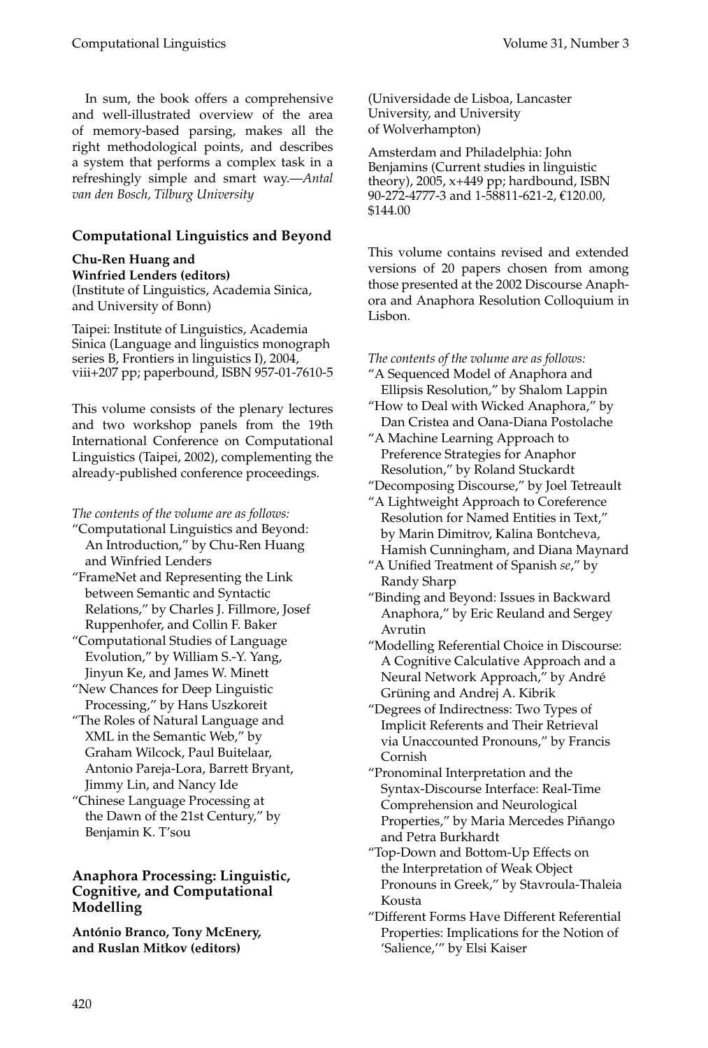In sum, the book offers a comprehensive and well-illustrated overview of the area of memory-based parsing, makes all the right methodological points, and describes a system that performs a complex task in a refreshingly simple and smart way.—*Antal van den Bosch, Tilburg University*

## Computational Linguistics and Beyond

**Chu-Ren Huang and Winfried Lenders (editors)**
(Institute of Linguistics, Academia Sinica, and University of Bonn)

Taipei: Institute of Linguistics, Academia Sinica (Language and linguistics monograph series B, Frontiers in linguistics I), 2004, viii+207 pp; paperbound, ISBN 957-01-7610-5

This volume consists of the plenary lectures and two workshop panels from the 19th International Conference on Computational Linguistics (Taipei, 2002), complementing the already-published conference proceedings.

*The contents of the volume are as follows:*

"Computational Linguistics and Beyond: An Introduction," by Chu-Ren Huang and Winfried Lenders

"FrameNet and Representing the Link between Semantic and Syntactic Relations," by Charles J. Fillmore, Josef Ruppenhofer, and Collin F. Baker

"Computational Studies of Language Evolution," by William S.-Y. Yang, Jinyun Ke, and James W. Minett

"New Chances for Deep Linguistic Processing," by Hans Uszkoreit

"The Roles of Natural Language and XML in the Semantic Web," by Graham Wilcock, Paul Buitelaar, Antonio Pareja-Lora, Barrett Bryant, Jimmy Lin, and Nancy Ide

"Chinese Language Processing at the Dawn of the 21st Century," by Benjamin K. T'sou

## Anaphora Processing: Linguistic, Cognitive, and Computational Modelling

**António Branco, Tony McEnery, and Ruslan Mitkov (editors)**
(Universidade de Lisboa, Lancaster University, and University of Wolverhampton)

Amsterdam and Philadelphia: John Benjamins (Current studies in linguistic theory), 2005, x+449 pp; hardbound, ISBN 90-272-4777-3 and 1-58811-621-2, €120.00, $144.00

This volume contains revised and extended versions of 20 papers chosen from among those presented at the 2002 Discourse Anaphora and Anaphora Resolution Colloquium in Lisbon.

*The contents of the volume are as follows:*

"A Sequenced Model of Anaphora and Ellipsis Resolution," by Shalom Lappin

"How to Deal with Wicked Anaphora," by Dan Cristea and Oana-Diana Postolache

"A Machine Learning Approach to Preference Strategies for Anaphor Resolution," by Roland Stuckardt

"Decomposing Discourse," by Joel Tetreault

"A Lightweight Approach to Coreference Resolution for Named Entities in Text," by Marin Dimitrov, Kalina Bontcheva, Hamish Cunningham, and Diana Maynard

"A Unified Treatment of Spanish *se*," by Randy Sharp

"Binding and Beyond: Issues in Backward Anaphora," by Eric Reuland and Sergey Avrutin

"Modelling Referential Choice in Discourse: A Cognitive Calculative Approach and a Neural Network Approach," by André Grüning and Andrej A. Kibrik

"Degrees of Indirectness: Two Types of Implicit Referents and Their Retrieval via Unaccounted Pronouns," by Francis Cornish

"Pronominal Interpretation and the Syntax-Discourse Interface: Real-Time Comprehension and Neurological Properties," by Maria Mercedes Piñango and Petra Burkhardt

"Top-Down and Bottom-Up Effects on the Interpretation of Weak Object Pronouns in Greek," by Stavroula-Thaleia Kousta

"Different Forms Have Different Referential Properties: Implications for the Notion of 'Salience,'" by Elsi Kaiser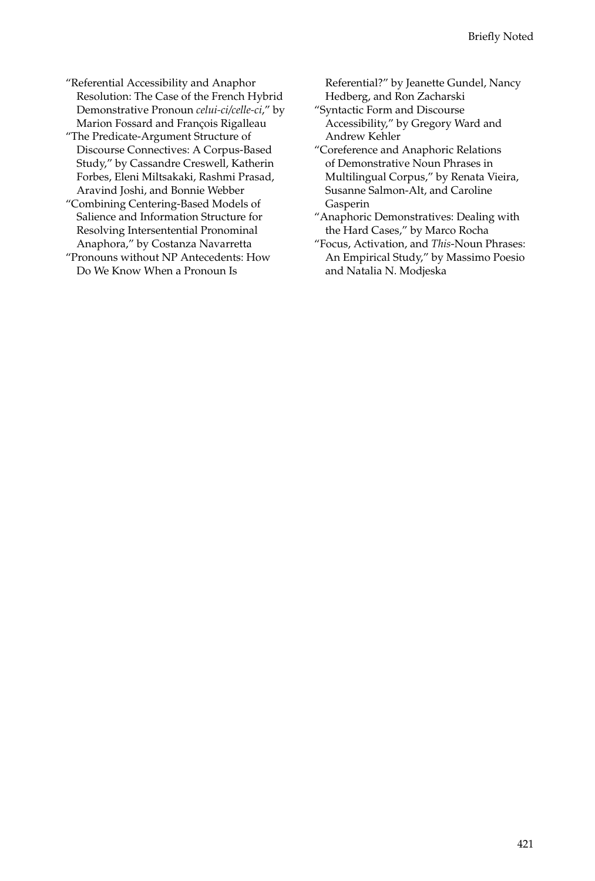"Referential Accessibility and Anaphor Resolution: The Case of the French Hybrid Demonstrative Pronoun *celui-ci/celle-ci*," by Marion Fossard and François Rigalleau

"The Predicate-Argument Structure of Discourse Connectives: A Corpus-Based Study," by Cassandre Creswell, Katherin Forbes, Eleni Miltsakaki, Rashmi Prasad, Aravind Joshi, and Bonnie Webber

"Combining Centering-Based Models of Salience and Information Structure for Resolving Intersentential Pronominal Anaphora," by Costanza Navarretta

"Pronouns without NP Antecedents: How Do We Know When a Pronoun Is Referential?" by Jeanette Gundel, Nancy Hedberg, and Ron Zacharski

"Syntactic Form and Discourse Accessibility," by Gregory Ward and Andrew Kehler

"Coreference and Anaphoric Relations of Demonstrative Noun Phrases in Multilingual Corpus," by Renata Vieira, Susanne Salmon-Alt, and Caroline Gasperin

"Anaphoric Demonstratives: Dealing with the Hard Cases," by Marco Rocha

"Focus, Activation, and *This*-Noun Phrases: An Empirical Study," by Massimo Poesio and Natalia N. Modjeska